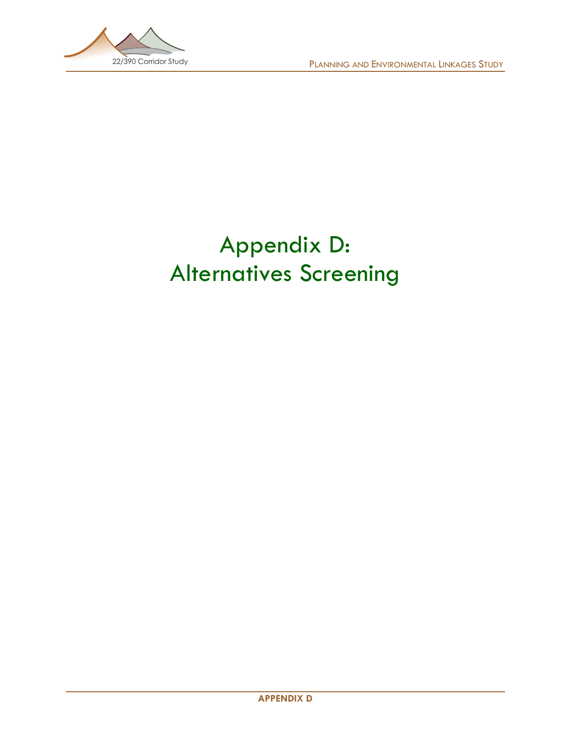# Appendix D: Alternatives Screening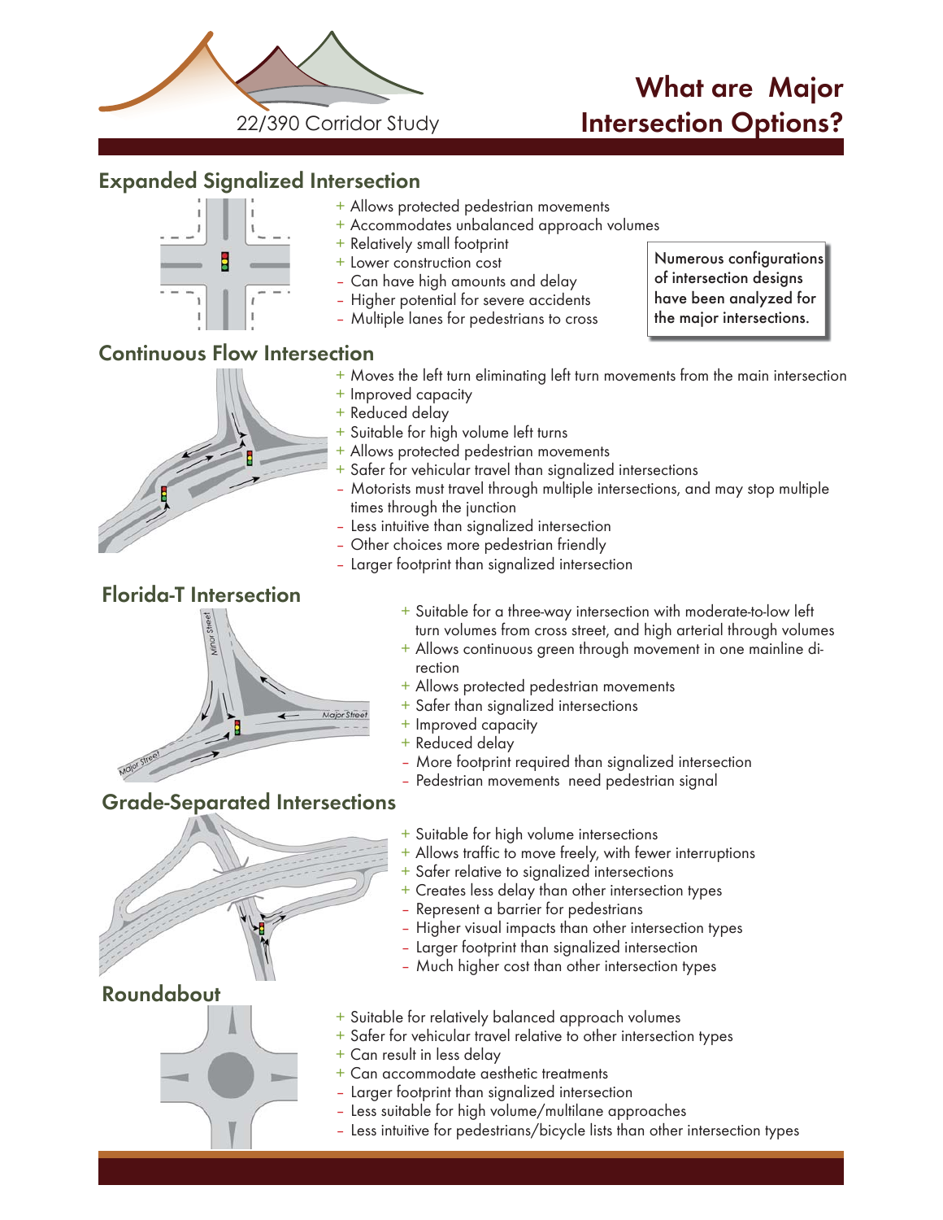22/390 Corridor Study

# What are Major Intersection Options?

## Expanded Signalized Intersection

- + Allows protected pedestrian movements
- + Accommodates unbalanced approach volumes
- + Relatively small footprint
- + Lower construction cost
- – Can have high amounts and delay
- – Higher potential for severe accidents
- – Multiple lanes for pedestrians to cross

Numerous configurations of intersection designs have been analyzed for the major intersections.

## Continuous Flow Intersection

- + Moves the left turn eliminating left turn movements from the main intersection
- + Improved capacity
- + Reduced delay
- + Suitable for high volume left turns
- + Allows protected pedestrian movements
- + Safer for vehicular travel than signalized intersections
- – Motorists must travel through multiple intersections, and may stop multiple times through the junction
- – Less intuitive than signalized intersection
- – Other choices more pedestrian friendly
- – Larger footprint than signalized intersection

## Florida-T Intersection

- + Suitable for a three-way intersection with moderate-to-low left turn volumes from cross street, and high arterial through volumes
- + Allows continuous green through movement in one mainline direction
- + Allows protected pedestrian movements
- + Safer than signalized intersections
- + Improved capacity
- + Reduced delay
- – More footprint required than signalized intersection
- – Pedestrian movements need pedestrian signal

## Grade-Separated Intersections

- + Suitable for high volume intersections
- + Allows traffic to move freely, with fewer interruptions
- + Safer relative to signalized intersections
- + Creates less delay than other intersection types
- – Represent a barrier for pedestrians
- – Higher visual impacts than other intersection types
- – Larger footprint than signalized intersection
- – Much higher cost than other intersection types

## Roundabout

- + Suitable for relatively balanced approach volumes
- + Safer for vehicular travel relative to other intersection types
- + Can result in less delay
- + Can accommodate aesthetic treatments
- – Larger footprint than signalized intersection
- – Less suitable for high volume/multilane approaches
- – Less intuitive for pedestrians/bicycle lists than other intersection types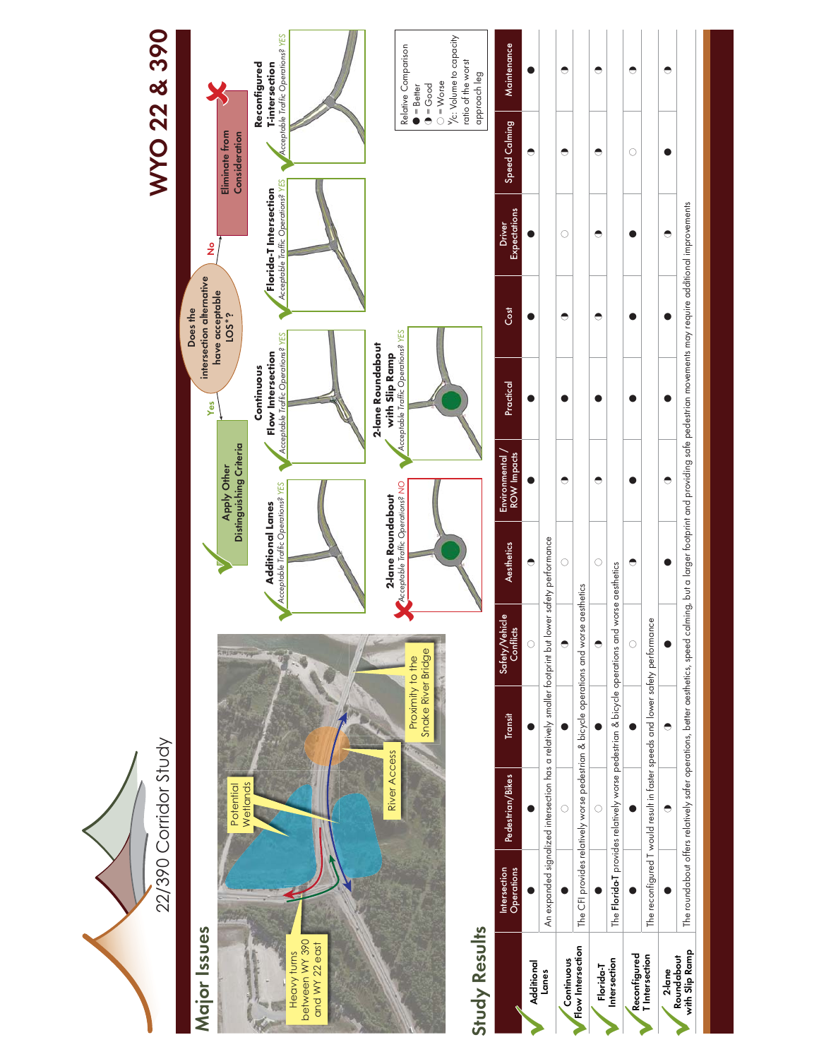# WYO 22 & 390

22/390 Corridor Study

## Major Issues

- Heavy turns between WY 390 and WY 22 east
- Potential Wetlands
- River Access
- Proximity to the Snake River Bridge

**Does the intersection alternative have acceptable LOS*?**

- **Yes** → Apply Other Distinguishing Criteria
- **No** → Eliminate from Consideration

**Additional Lanes**: *Acceptable Traffic Operations? YES*

**Continuous Flow Intersection**: *Acceptable Traffic Operations? YES*

**Florida-T Intersection**: *Acceptable Traffic Operations? YES*

**Reconfigured T-Intersection**: *Acceptable Traffic Operations? YES*

**2-lane Roundabout**: *Acceptable Traffic Operations? NO*

**2-lane Roundabout with Slip Ramp**: *Acceptable Traffic Operations? YES*

Relative Comparison
- ● = Better
- ◐ = Good
- ○ = Worse

*v/c: Volume to capacity ratio of the worst approach leg

## Study Results

| | Intersection Operations | Pedestrian/Bikes | Transit | Safety/Vehicle Conflicts | Aesthetics | Environmental / ROW Impacts | Practical | Cost | Driver Expectations | Speed Calming | Maintenance |
|---|---|---|---|---|---|---|---|---|---|---|---|
| **Additional Lanes** | ● | ● | ● | ○ | ◐ | ● | ● | ● | ● | ◐ | ● |
| | An expanded signalized intersection has a relatively smaller footprint but lower safety performance | | | | | | | | | | |
| **Continuous Flow Intersection** | ● | ○ | ● | ◐ | ○ | ◐ | ● | ◐ | ○ | ◐ | ◐ |
| | The CFI provides relatively worse pedestrian & bicycle operations and worse aesthetics | | | | | | | | | | |
| **Florida-T Intersection** | ● | ○ | ● | ◐ | ○ | ◐ | ● | ◐ | ◐ | ◐ | ◐ |
| | The **Florida-T** provides relatively worse pedestrian & bicycle operations and worse aesthetics | | | | | | | | | | |
| **Reconfigured T Intersection** | ● | ● | ● | ○ | ◐ | ● | ● | ● | ● | ○ | ◐ |
| | The reconfigured T would result in faster speeds and lower safety performance | | | | | | | | | | |
| **2-lane Roundabout with Slip Ramp** | ● | ◐ | ◐ | ● | ● | ◐ | ● | ● | ◐ | ● | ◐ |
| | The roundabout offers relatively safer operations, better aesthetics, speed calming, but a larger footprint and providing safe pedestrian movements may require additional improvements | | | | | | | | | | |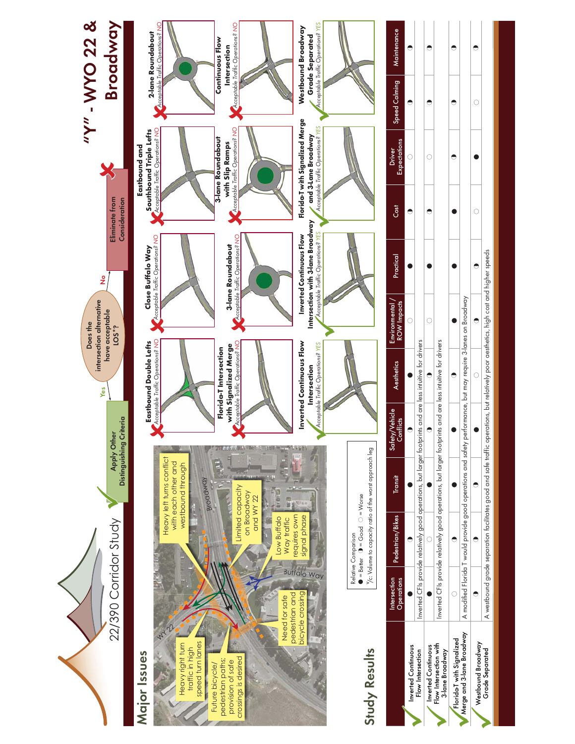# "Y" - WYO 22 & Broadway

22/390 Corridor Study

## Major Issues

- Heavy left turns conflict with each other and westbound through
- Heavy right turn traffic in high speed turn lanes
- Limited capacity on Broadway and WY 22
- Future bicycle/pedestrian paths; provision of safe crossings is desired
- Need for safe pedestrian and bicycle crossing
- Low Buffalo Way traffic requires own signal phase

WY 22 · Broadway · Buffalo Way

Does the intersection alternative have acceptable LOS*?

- Yes → Apply Other Distinguishing Criteria
- No → Eliminate from Consideration

| Alternative | Acceptable Traffic Operations? |
| --- | --- |
| Eastbound Double Lefts | NO |
| Close Buffalo Way | NO |
| Eastbound and Southbound Triple Lefts | NO |
| 2-lane Roundabout | NO |
| Florida-T Intersection with Signalized Merge | NO |
| 3-lane Roundabout | NO |
| 3-lane Roundabout with Slip Ramps | NO |
| Continuous Flow Intersection | NO |
| Inverted Continuous Flow Intersection | YES |
| Inverted Continuous Flow Intersection with 3-lane Broadway | YES |
| Florida-T with Signalized Merge and 3-Lane Broadway | YES |
| Westbound Broadway Grade Separated | YES |

Relative Comparison
● = Better ◑ = Good ○ = Worse
*V/c: Volume to capacity ratio of the worst approach leg

## Study Results

| | Intersection Operations | Pedestrian/Bikes | Transit | Safety/Vehicle Conflicts | Aesthetics | Environmental / ROW Impacts | Practical | Cost | Driver Expectations | Speed Calming | Maintenance |
| --- | --- | --- | --- | --- | --- | --- | --- | --- | --- | --- | --- |
| Inverted Continuous Flow Intersection | ● | ◑ | ● | ◑ | ● | ○ | ● | ◑ | ○ | ◑ | ◑ |
| | Inverted CFIs provide relatively good operations, but larger footprints and are less intuitive for drivers | | | | | | | | | | |
| Inverted Continuous Flow Intersection with 3-lane Broadway | ● | ○ | ● | ◑ | ◑ | ○ | ● | ◑ | ○ | ◑ | ◑ |
| | Inverted CFIs provide relatively good operations, but larger footprints and are less intuitive for drivers | | | | | | | | | | |
| Florida-T with Signalized Merge and 3-lane Broadway | ○ | ◑ | ● | ● | ◑ | ● | ● | ● | ◑ | ◑ | ◑ |
| | A modified Florida T would provide good operations and safety performance, but may require 3-lanes on Broadway | | | | | | | | | | |
| Westbound Broadway Grade Separated | ◑ | ◑ | ◑ | ● | ○ | ◑ | ◑ | ○ | ● | ○ | ◑ |
| | A westbound grade separation facilitates good and safe traffic operations, but relatively poor aesthetics, high cost and higher speeds | | | | | | | | | | |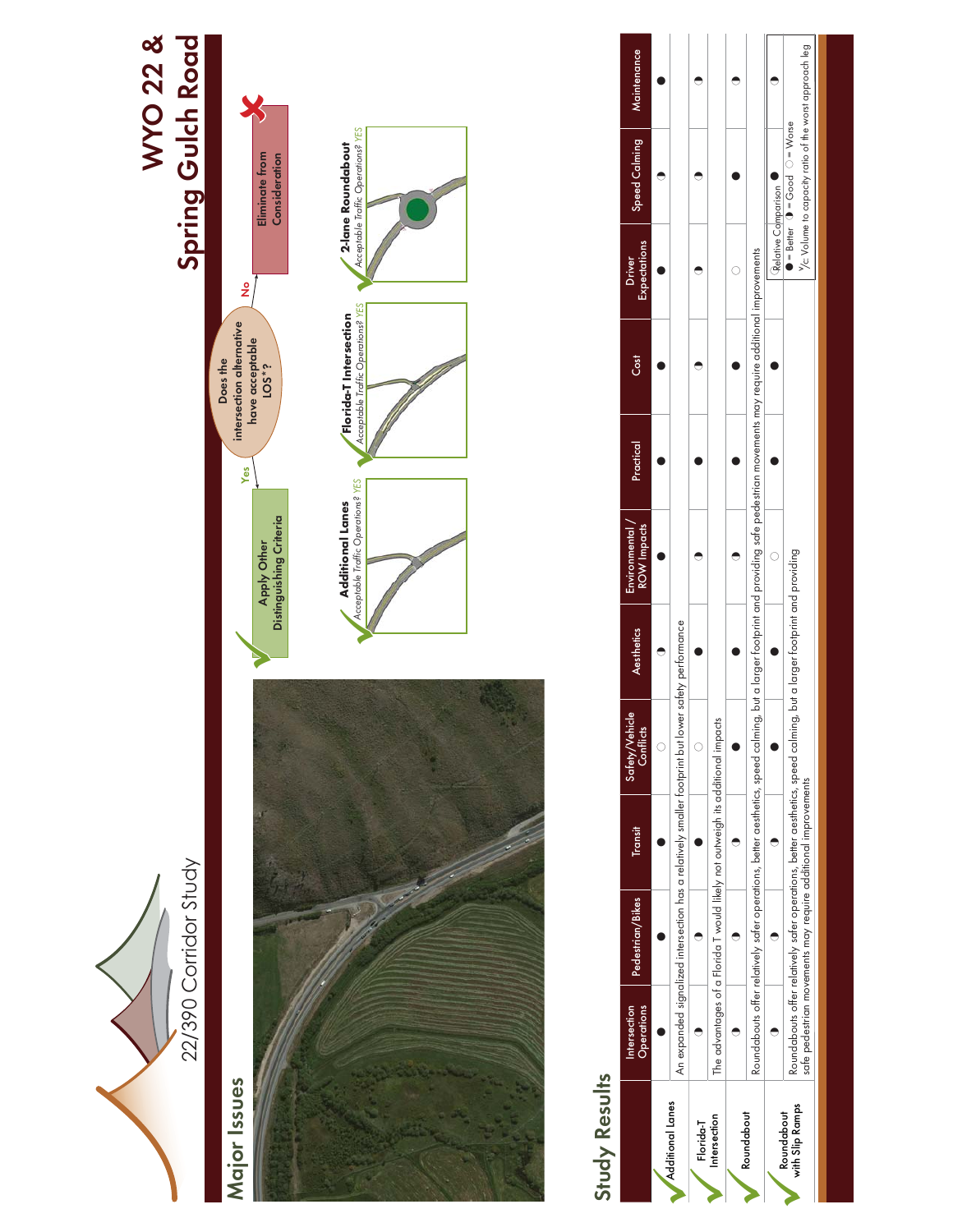# WYO 22 & Spring Gulch Road

22/390 Corridor Study

## Major Issues

**Does the intersection alternative have acceptable LOS*?**

- Yes → **Apply Other Distinguishing Criteria**
- No → **Eliminate from Consideration**

**Additional Lanes**
*Acceptable Traffic Operations? YES*

**Florida-T Intersection**
*Acceptable Traffic Operations? YES*

**2-lane Roundabout**
*Acceptable Traffic Operations? YES*

## Study Results

| | Intersection Operations | Pedestrian/Bikes | Transit | Safety/Vehicle Conflicts | Aesthetics | Environmental / ROW Impacts | Practical | Cost | Driver Expectations | Speed Calming | Maintenance |
|---|---|---|---|---|---|---|---|---|---|---|---|
| Additional Lanes | ● | ● | ● | ○ | ◐ | ● | ● | ● | ● | ◐ | ● |
| | An expanded signalized intersection has a relatively smaller footprint but lower safety performance | | | | | | | | | | |
| Florida-T Intersection | ◐ | ◐ | ● | ○ | ● | ◐ | ● | ◐ | ◐ | ◐ | ◐ |
| | The advantages of a Florida T would likely not outweigh its additional impacts | | | | | | | | | | |
| Roundabout | ◐ | ◐ | ◐ | ● | ● | ◐ | ● | ● | ○ | ● | ◐ |
| | Roundabouts offer relatively safer operations, better aesthetics, speed calming, but a larger footprint and providing safe pedestrian movements may require additional improvements | | | | | | | | | | |
| Roundabout with Slip Ramps | ◐ | ◐ | ◐ | ● | ● | ○ | ● | ● | | ● | ◐ |
| | Roundabouts offer relatively safer operations, better aesthetics, speed calming, but a larger footprint and providing safe pedestrian movements may require additional improvements | | | | | | | | | | |

Relative Comparison
● = Better ◐ = Good ○ = Worse

v/c: Volume to capacity ratio of the worst approach leg